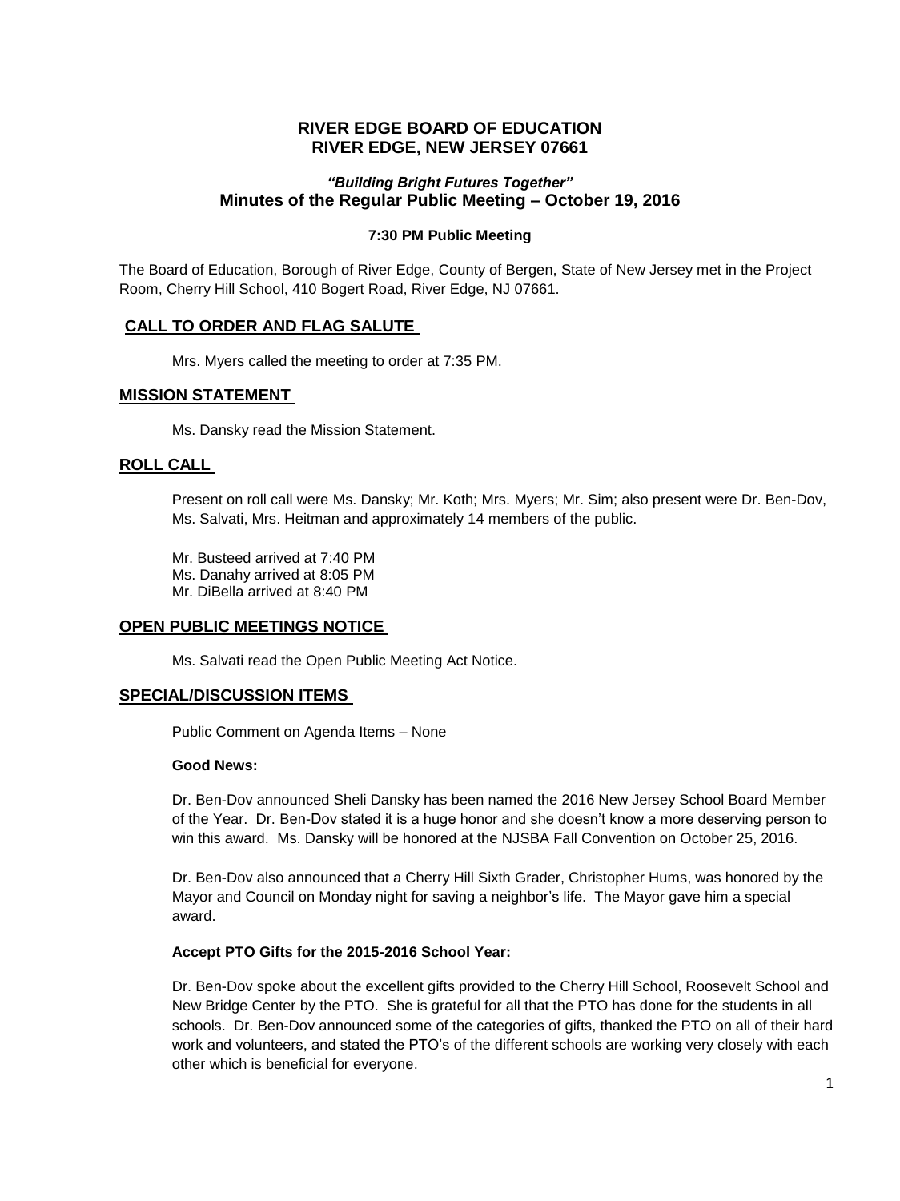# RIVER EDGE BOARD OF EDUCATION
# RIVER EDGE, NEW JERSEY 07661

### *"Building Bright Futures Together"*
### Minutes of the Regular Public Meeting – October 19, 2016

**7:30 PM Public Meeting**

The Board of Education, Borough of River Edge, County of Bergen, State of New Jersey met in the Project Room, Cherry Hill School, 410 Bogert Road, River Edge, NJ 07661.

## CALL TO ORDER AND FLAG SALUTE

Mrs. Myers called the meeting to order at 7:35 PM.

## MISSION STATEMENT

Ms. Dansky read the Mission Statement.

## ROLL CALL

Present on roll call were Ms. Dansky; Mr. Koth; Mrs. Myers; Mr. Sim; also present were Dr. Ben-Dov, Ms. Salvati, Mrs. Heitman and approximately 14 members of the public.

Mr. Busteed arrived at 7:40 PM
Ms. Danahy arrived at 8:05 PM
Mr. DiBella arrived at 8:40 PM

## OPEN PUBLIC MEETINGS NOTICE

Ms. Salvati read the Open Public Meeting Act Notice.

## SPECIAL/DISCUSSION ITEMS

Public Comment on Agenda Items – None

**Good News:**

Dr. Ben-Dov announced Sheli Dansky has been named the 2016 New Jersey School Board Member of the Year. Dr. Ben-Dov stated it is a huge honor and she doesn't know a more deserving person to win this award. Ms. Dansky will be honored at the NJSBA Fall Convention on October 25, 2016.

Dr. Ben-Dov also announced that a Cherry Hill Sixth Grader, Christopher Hums, was honored by the Mayor and Council on Monday night for saving a neighbor's life. The Mayor gave him a special award.

**Accept PTO Gifts for the 2015-2016 School Year:**

Dr. Ben-Dov spoke about the excellent gifts provided to the Cherry Hill School, Roosevelt School and New Bridge Center by the PTO. She is grateful for all that the PTO has done for the students in all schools. Dr. Ben-Dov announced some of the categories of gifts, thanked the PTO on all of their hard work and volunteers, and stated the PTO's of the different schools are working very closely with each other which is beneficial for everyone.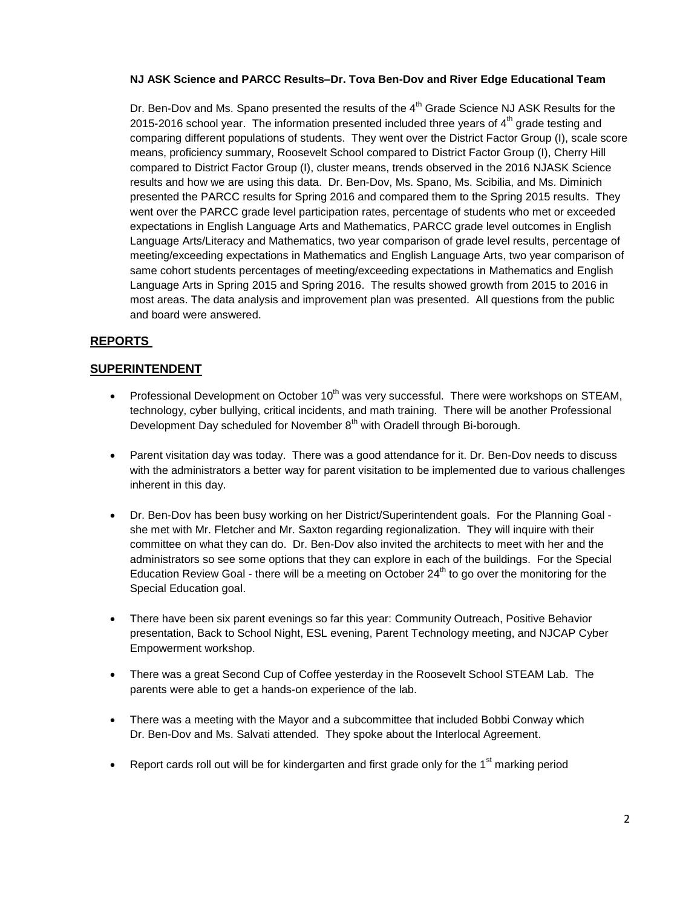**NJ ASK Science and PARCC Results–Dr. Tova Ben-Dov and River Edge Educational Team**

Dr. Ben-Dov and Ms. Spano presented the results of the 4th Grade Science NJ ASK Results for the 2015-2016 school year. The information presented included three years of 4th grade testing and comparing different populations of students. They went over the District Factor Group (I), scale score means, proficiency summary, Roosevelt School compared to District Factor Group (I), Cherry Hill compared to District Factor Group (I), cluster means, trends observed in the 2016 NJASK Science results and how we are using this data. Dr. Ben-Dov, Ms. Spano, Ms. Scibilia, and Ms. Diminich presented the PARCC results for Spring 2016 and compared them to the Spring 2015 results. They went over the PARCC grade level participation rates, percentage of students who met or exceeded expectations in English Language Arts and Mathematics, PARCC grade level outcomes in English Language Arts/Literacy and Mathematics, two year comparison of grade level results, percentage of meeting/exceeding expectations in Mathematics and English Language Arts, two year comparison of same cohort students percentages of meeting/exceeding expectations in Mathematics and English Language Arts in Spring 2015 and Spring 2016. The results showed growth from 2015 to 2016 in most areas. The data analysis and improvement plan was presented. All questions from the public and board were answered.

## REPORTS

## SUPERINTENDENT

- Professional Development on October 10th was very successful. There were workshops on STEAM, technology, cyber bullying, critical incidents, and math training. There will be another Professional Development Day scheduled for November 8th with Oradell through Bi-borough.

- Parent visitation day was today. There was a good attendance for it. Dr. Ben-Dov needs to discuss with the administrators a better way for parent visitation to be implemented due to various challenges inherent in this day.

- Dr. Ben-Dov has been busy working on her District/Superintendent goals. For the Planning Goal - she met with Mr. Fletcher and Mr. Saxton regarding regionalization. They will inquire with their committee on what they can do. Dr. Ben-Dov also invited the architects to meet with her and the administrators so see some options that they can explore in each of the buildings. For the Special Education Review Goal - there will be a meeting on October 24th to go over the monitoring for the Special Education goal.

- There have been six parent evenings so far this year: Community Outreach, Positive Behavior presentation, Back to School Night, ESL evening, Parent Technology meeting, and NJCAP Cyber Empowerment workshop.

- There was a great Second Cup of Coffee yesterday in the Roosevelt School STEAM Lab. The parents were able to get a hands-on experience of the lab.

- There was a meeting with the Mayor and a subcommittee that included Bobbi Conway which Dr. Ben-Dov and Ms. Salvati attended. They spoke about the Interlocal Agreement.

- Report cards roll out will be for kindergarten and first grade only for the 1st marking period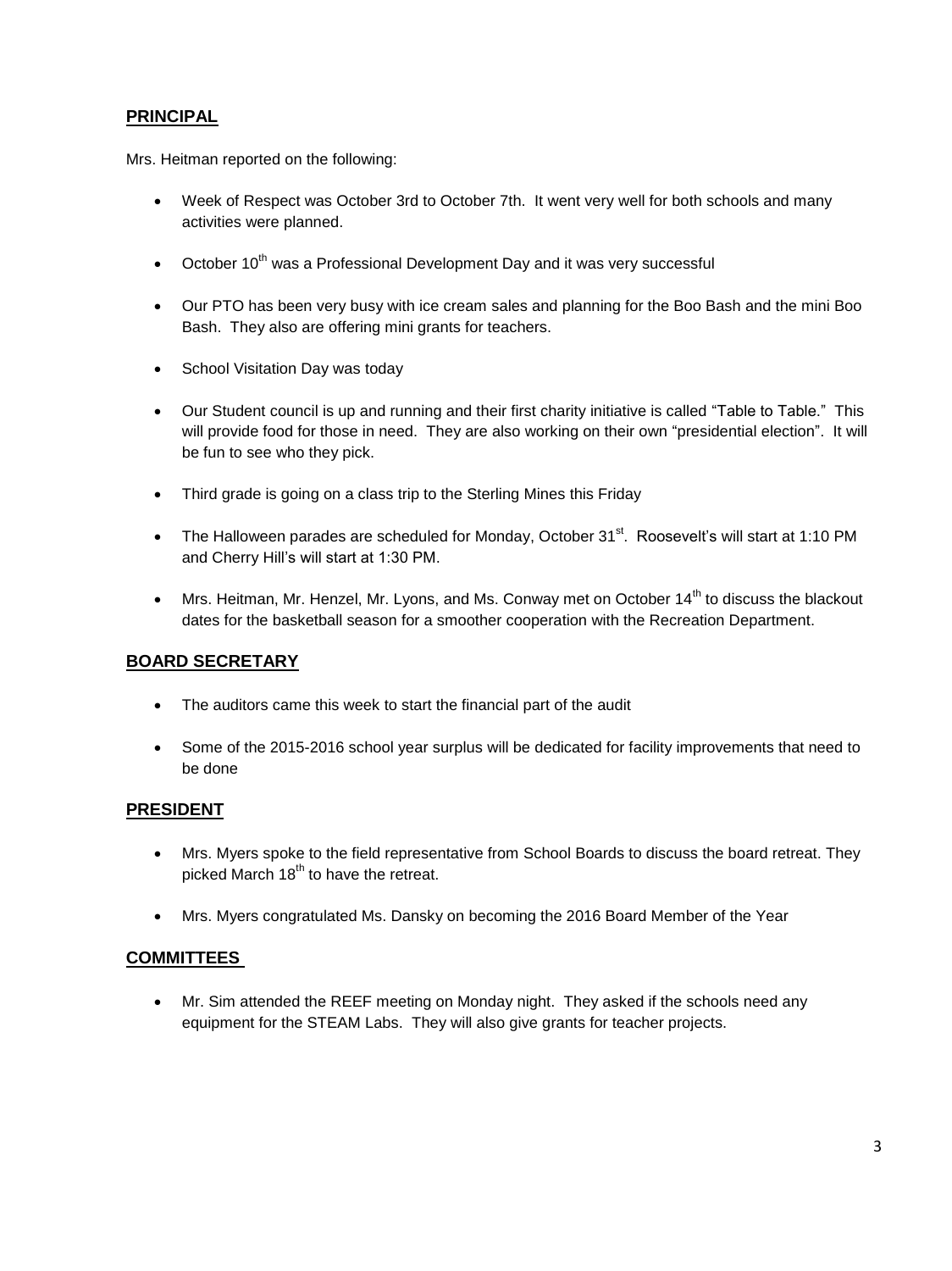## **PRINCIPAL**

Mrs. Heitman reported on the following:

- Week of Respect was October 3rd to October 7th. It went very well for both schools and many activities were planned.
- October 10th was a Professional Development Day and it was very successful
- Our PTO has been very busy with ice cream sales and planning for the Boo Bash and the mini Boo Bash. They also are offering mini grants for teachers.
- School Visitation Day was today
- Our Student council is up and running and their first charity initiative is called "Table to Table." This will provide food for those in need. They are also working on their own "presidential election". It will be fun to see who they pick.
- Third grade is going on a class trip to the Sterling Mines this Friday
- The Halloween parades are scheduled for Monday, October 31st. Roosevelt's will start at 1:10 PM and Cherry Hill's will start at 1:30 PM.
- Mrs. Heitman, Mr. Henzel, Mr. Lyons, and Ms. Conway met on October 14th to discuss the blackout dates for the basketball season for a smoother cooperation with the Recreation Department.

## **BOARD SECRETARY**

- The auditors came this week to start the financial part of the audit
- Some of the 2015-2016 school year surplus will be dedicated for facility improvements that need to be done

## **PRESIDENT**

- Mrs. Myers spoke to the field representative from School Boards to discuss the board retreat. They picked March 18th to have the retreat.
- Mrs. Myers congratulated Ms. Dansky on becoming the 2016 Board Member of the Year

## **COMMITTEES**

- Mr. Sim attended the REEF meeting on Monday night. They asked if the schools need any equipment for the STEAM Labs. They will also give grants for teacher projects.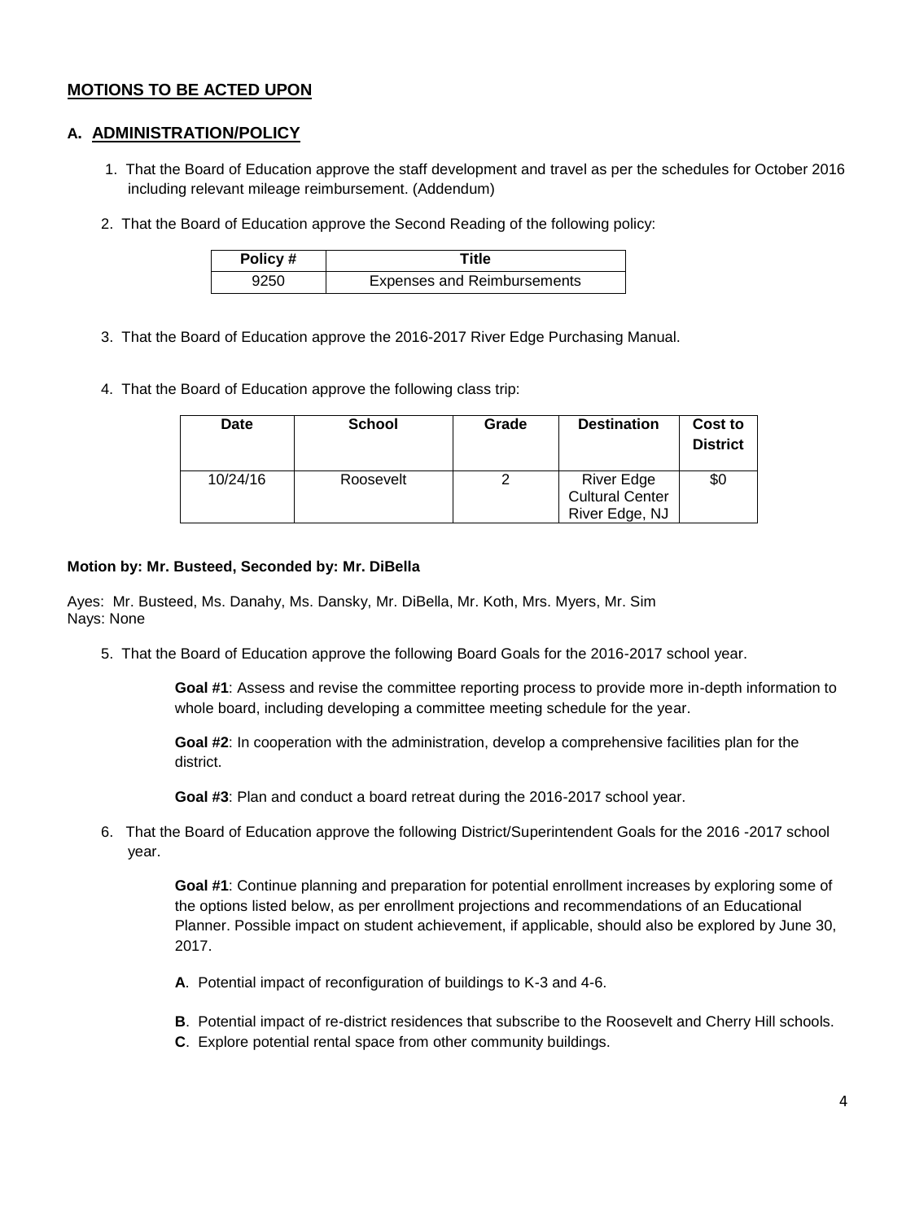## MOTIONS TO BE ACTED UPON

### A. ADMINISTRATION/POLICY

1. That the Board of Education approve the staff development and travel as per the schedules for October 2016 including relevant mileage reimbursement. (Addendum)

2. That the Board of Education approve the Second Reading of the following policy:

| Policy # | Title |
|---|---|
| 9250 | Expenses and Reimbursements |

3. That the Board of Education approve the 2016-2017 River Edge Purchasing Manual.

4. That the Board of Education approve the following class trip:

| Date | School | Grade | Destination | Cost to District |
|---|---|---|---|---|
| 10/24/16 | Roosevelt | 2 | River Edge Cultural Center River Edge, NJ | $0 |

**Motion by: Mr. Busteed, Seconded by: Mr. DiBella**

Ayes: Mr. Busteed, Ms. Danahy, Ms. Dansky, Mr. DiBella, Mr. Koth, Mrs. Myers, Mr. Sim
Nays: None

5. That the Board of Education approve the following Board Goals for the 2016-2017 school year.

   **Goal #1**: Assess and revise the committee reporting process to provide more in-depth information to whole board, including developing a committee meeting schedule for the year.

   **Goal #2**: In cooperation with the administration, develop a comprehensive facilities plan for the district.

   **Goal #3**: Plan and conduct a board retreat during the 2016-2017 school year.

6. That the Board of Education approve the following District/Superintendent Goals for the 2016 -2017 school year.

   **Goal #1**: Continue planning and preparation for potential enrollment increases by exploring some of the options listed below, as per enrollment projections and recommendations of an Educational Planner. Possible impact on student achievement, if applicable, should also be explored by June 30, 2017.

   **A**. Potential impact of reconfiguration of buildings to K-3 and 4-6.

   **B**. Potential impact of re-district residences that subscribe to the Roosevelt and Cherry Hill schools.
   **C**. Explore potential rental space from other community buildings.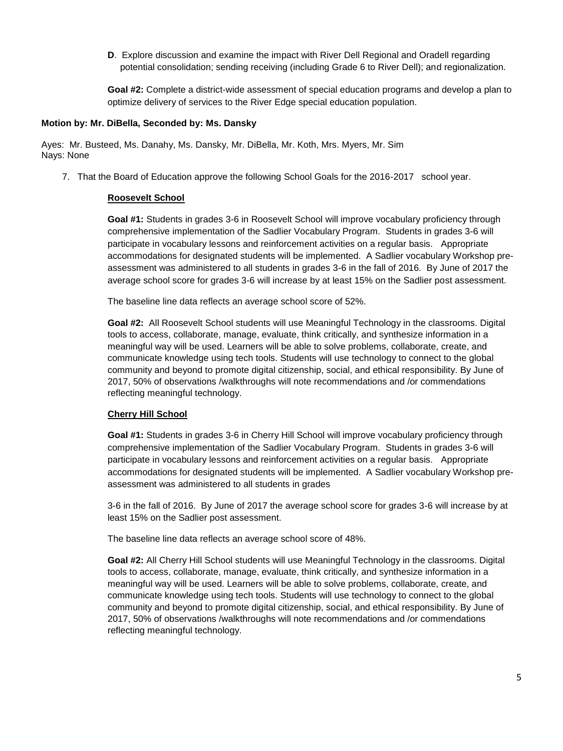**D**. Explore discussion and examine the impact with River Dell Regional and Oradell regarding potential consolidation; sending receiving (including Grade 6 to River Dell); and regionalization.

**Goal #2:** Complete a district-wide assessment of special education programs and develop a plan to optimize delivery of services to the River Edge special education population.

**Motion by: Mr. DiBella, Seconded by: Ms. Dansky**

Ayes: Mr. Busteed, Ms. Danahy, Ms. Dansky, Mr. DiBella, Mr. Koth, Mrs. Myers, Mr. Sim
Nays: None

7. That the Board of Education approve the following School Goals for the 2016-2017 school year.

**Roosevelt School**

**Goal #1:** Students in grades 3-6 in Roosevelt School will improve vocabulary proficiency through comprehensive implementation of the Sadlier Vocabulary Program. Students in grades 3-6 will participate in vocabulary lessons and reinforcement activities on a regular basis. Appropriate accommodations for designated students will be implemented. A Sadlier vocabulary Workshop pre-assessment was administered to all students in grades 3-6 in the fall of 2016. By June of 2017 the average school score for grades 3-6 will increase by at least 15% on the Sadlier post assessment.

The baseline line data reflects an average school score of 52%.

**Goal #2:** All Roosevelt School students will use Meaningful Technology in the classrooms. Digital tools to access, collaborate, manage, evaluate, think critically, and synthesize information in a meaningful way will be used. Learners will be able to solve problems, collaborate, create, and communicate knowledge using tech tools. Students will use technology to connect to the global community and beyond to promote digital citizenship, social, and ethical responsibility. By June of 2017, 50% of observations /walkthroughs will note recommendations and /or commendations reflecting meaningful technology.

**Cherry Hill School**

**Goal #1:** Students in grades 3-6 in Cherry Hill School will improve vocabulary proficiency through comprehensive implementation of the Sadlier Vocabulary Program. Students in grades 3-6 will participate in vocabulary lessons and reinforcement activities on a regular basis. Appropriate accommodations for designated students will be implemented. A Sadlier vocabulary Workshop pre-assessment was administered to all students in grades

3-6 in the fall of 2016. By June of 2017 the average school score for grades 3-6 will increase by at least 15% on the Sadlier post assessment.

The baseline line data reflects an average school score of 48%.

**Goal #2:** All Cherry Hill School students will use Meaningful Technology in the classrooms. Digital tools to access, collaborate, manage, evaluate, think critically, and synthesize information in a meaningful way will be used. Learners will be able to solve problems, collaborate, create, and communicate knowledge using tech tools. Students will use technology to connect to the global community and beyond to promote digital citizenship, social, and ethical responsibility. By June of 2017, 50% of observations /walkthroughs will note recommendations and /or commendations reflecting meaningful technology.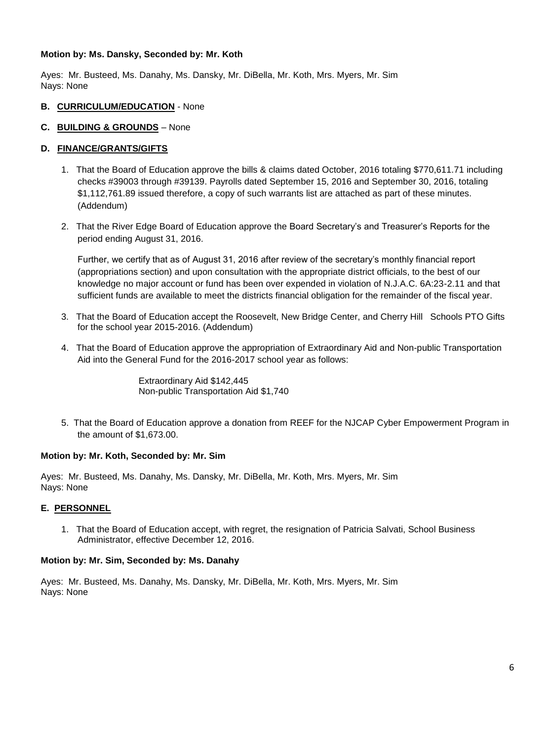**Motion by: Ms. Dansky, Seconded by: Mr. Koth**

Ayes: Mr. Busteed, Ms. Danahy, Ms. Dansky, Mr. DiBella, Mr. Koth, Mrs. Myers, Mr. Sim
Nays: None

**B. <u>CURRICULUM/EDUCATION</u>** - None

**C. <u>BUILDING & GROUNDS</u>** – None

**D. <u>FINANCE/GRANTS/GIFTS</u>**

1. That the Board of Education approve the bills & claims dated October, 2016 totaling $770,611.71 including checks #39003 through #39139. Payrolls dated September 15, 2016 and September 30, 2016, totaling $1,112,761.89 issued therefore, a copy of such warrants list are attached as part of these minutes. (Addendum)

2. That the River Edge Board of Education approve the Board Secretary's and Treasurer's Reports for the period ending August 31, 2016.

   Further, we certify that as of August 31, 2016 after review of the secretary's monthly financial report (appropriations section) and upon consultation with the appropriate district officials, to the best of our knowledge no major account or fund has been over expended in violation of N.J.A.C. 6A:23-2.11 and that sufficient funds are available to meet the districts financial obligation for the remainder of the fiscal year.

3. That the Board of Education accept the Roosevelt, New Bridge Center, and Cherry Hill Schools PTO Gifts for the school year 2015-2016. (Addendum)

4. That the Board of Education approve the appropriation of Extraordinary Aid and Non-public Transportation Aid into the General Fund for the 2016-2017 school year as follows:

   Extraordinary Aid $142,445
   Non-public Transportation Aid $1,740

5. That the Board of Education approve a donation from REEF for the NJCAP Cyber Empowerment Program in the amount of $1,673.00.

**Motion by: Mr. Koth, Seconded by: Mr. Sim**

Ayes: Mr. Busteed, Ms. Danahy, Ms. Dansky, Mr. DiBella, Mr. Koth, Mrs. Myers, Mr. Sim
Nays: None

**E. <u>PERSONNEL</u>**

1. That the Board of Education accept, with regret, the resignation of Patricia Salvati, School Business Administrator, effective December 12, 2016.

**Motion by: Mr. Sim, Seconded by: Ms. Danahy**

Ayes: Mr. Busteed, Ms. Danahy, Ms. Dansky, Mr. DiBella, Mr. Koth, Mrs. Myers, Mr. Sim
Nays: None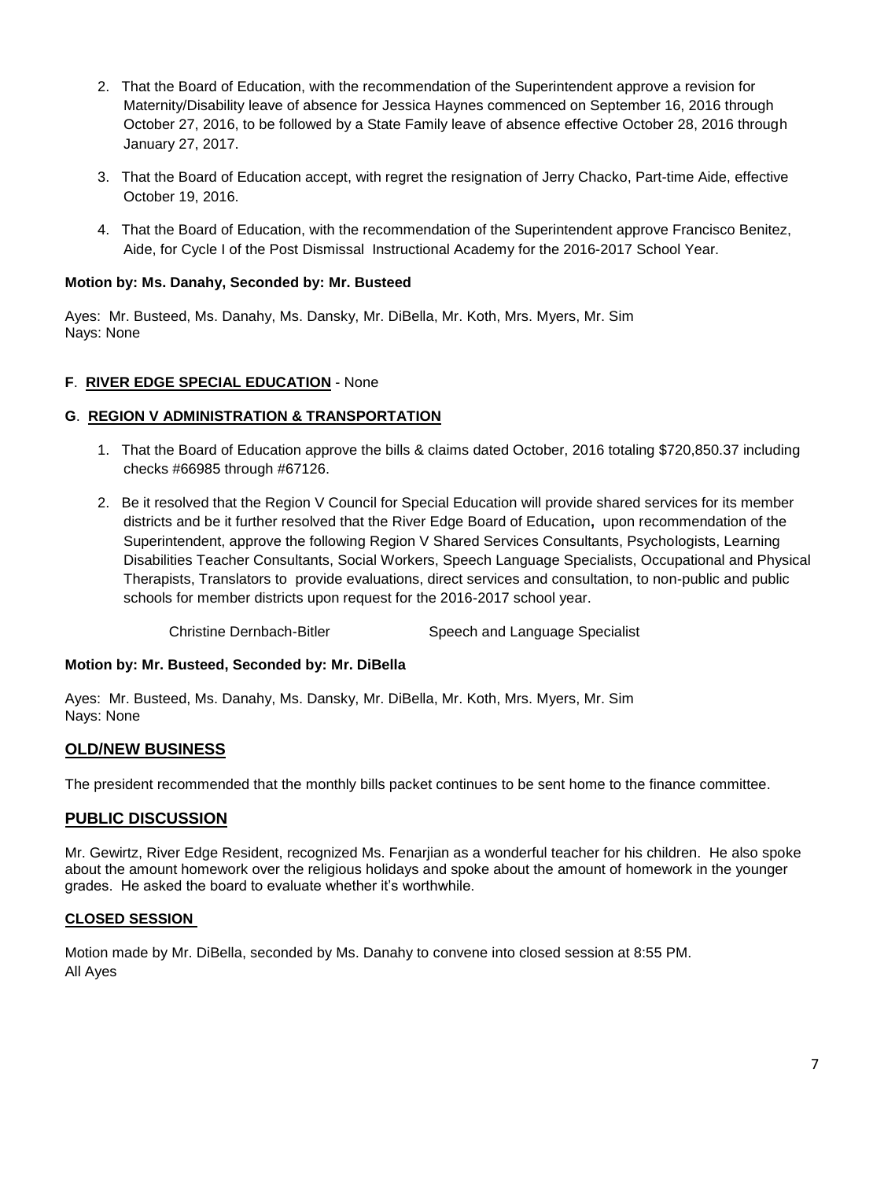2. That the Board of Education, with the recommendation of the Superintendent approve a revision for Maternity/Disability leave of absence for Jessica Haynes commenced on September 16, 2016 through October 27, 2016, to be followed by a State Family leave of absence effective October 28, 2016 through January 27, 2017.

3. That the Board of Education accept, with regret the resignation of Jerry Chacko, Part-time Aide, effective October 19, 2016.

4. That the Board of Education, with the recommendation of the Superintendent approve Francisco Benitez, Aide, for Cycle I of the Post Dismissal Instructional Academy for the 2016-2017 School Year.

**Motion by: Ms. Danahy, Seconded by: Mr. Busteed**

Ayes: Mr. Busteed, Ms. Danahy, Ms. Dansky, Mr. DiBella, Mr. Koth, Mrs. Myers, Mr. Sim
Nays: None

**F**. **RIVER EDGE SPECIAL EDUCATION** - None

**G**. **REGION V ADMINISTRATION & TRANSPORTATION**

1. That the Board of Education approve the bills & claims dated October, 2016 totaling $720,850.37 including checks #66985 through #67126.

2. Be it resolved that the Region V Council for Special Education will provide shared services for its member districts and be it further resolved that the River Edge Board of Education**,** upon recommendation of the Superintendent, approve the following Region V Shared Services Consultants, Psychologists, Learning Disabilities Teacher Consultants, Social Workers, Speech Language Specialists, Occupational and Physical Therapists, Translators to provide evaluations, direct services and consultation, to non-public and public schools for member districts upon request for the 2016-2017 school year.

| | |
|---|---|
| Christine Dernbach-Bitler | Speech and Language Specialist |

**Motion by: Mr. Busteed, Seconded by: Mr. DiBella**

Ayes: Mr. Busteed, Ms. Danahy, Ms. Dansky, Mr. DiBella, Mr. Koth, Mrs. Myers, Mr. Sim
Nays: None

## OLD/NEW BUSINESS

The president recommended that the monthly bills packet continues to be sent home to the finance committee.

## PUBLIC DISCUSSION

Mr. Gewirtz, River Edge Resident, recognized Ms. Fenarjian as a wonderful teacher for his children. He also spoke about the amount homework over the religious holidays and spoke about the amount of homework in the younger grades. He asked the board to evaluate whether it's worthwhile.

### CLOSED SESSION

Motion made by Mr. DiBella, seconded by Ms. Danahy to convene into closed session at 8:55 PM.
All Ayes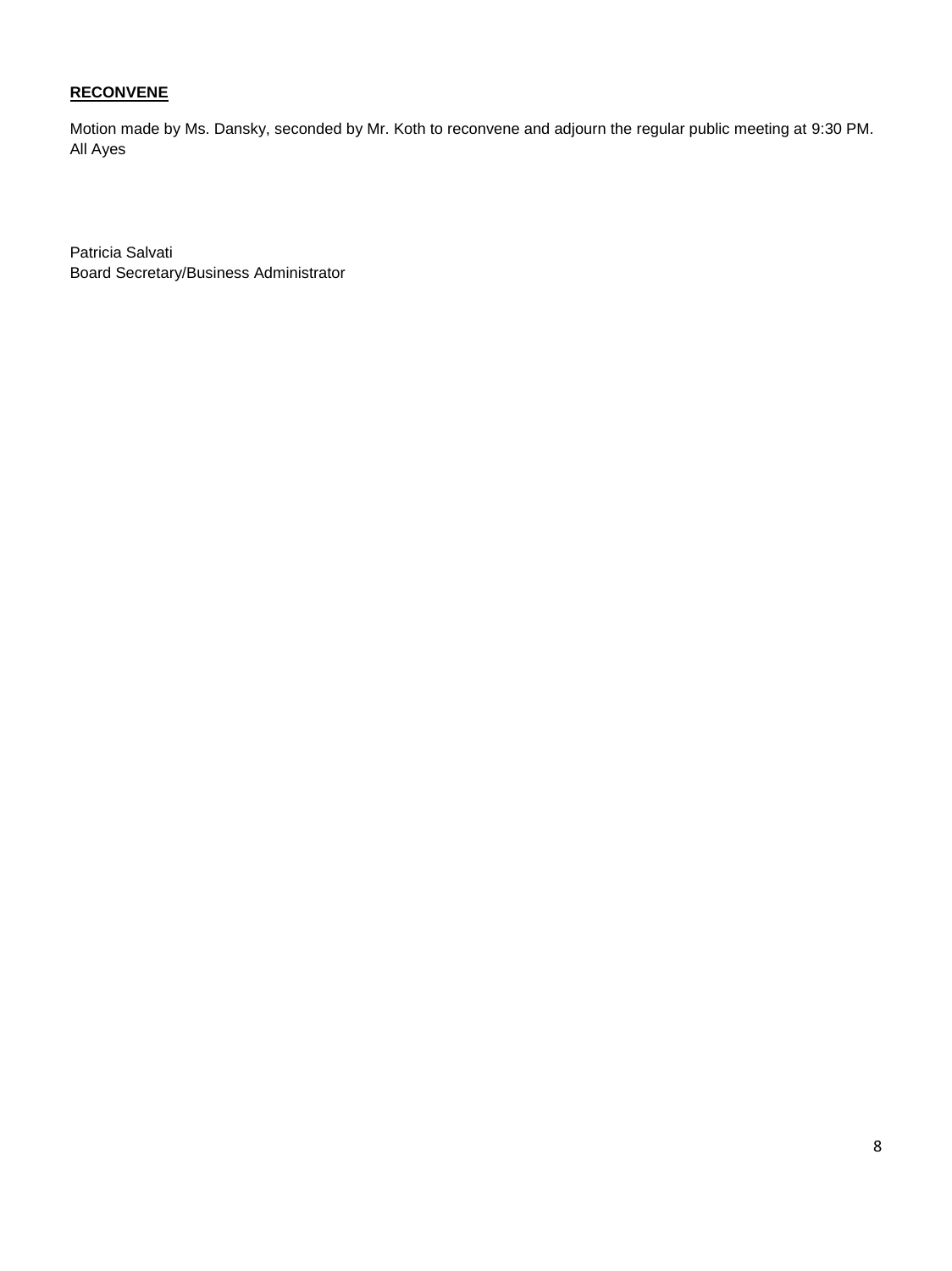**RECONVENE**

Motion made by Ms. Dansky, seconded by Mr. Koth to reconvene and adjourn the regular public meeting at 9:30 PM.
All Ayes

Patricia Salvati
Board Secretary/Business Administrator